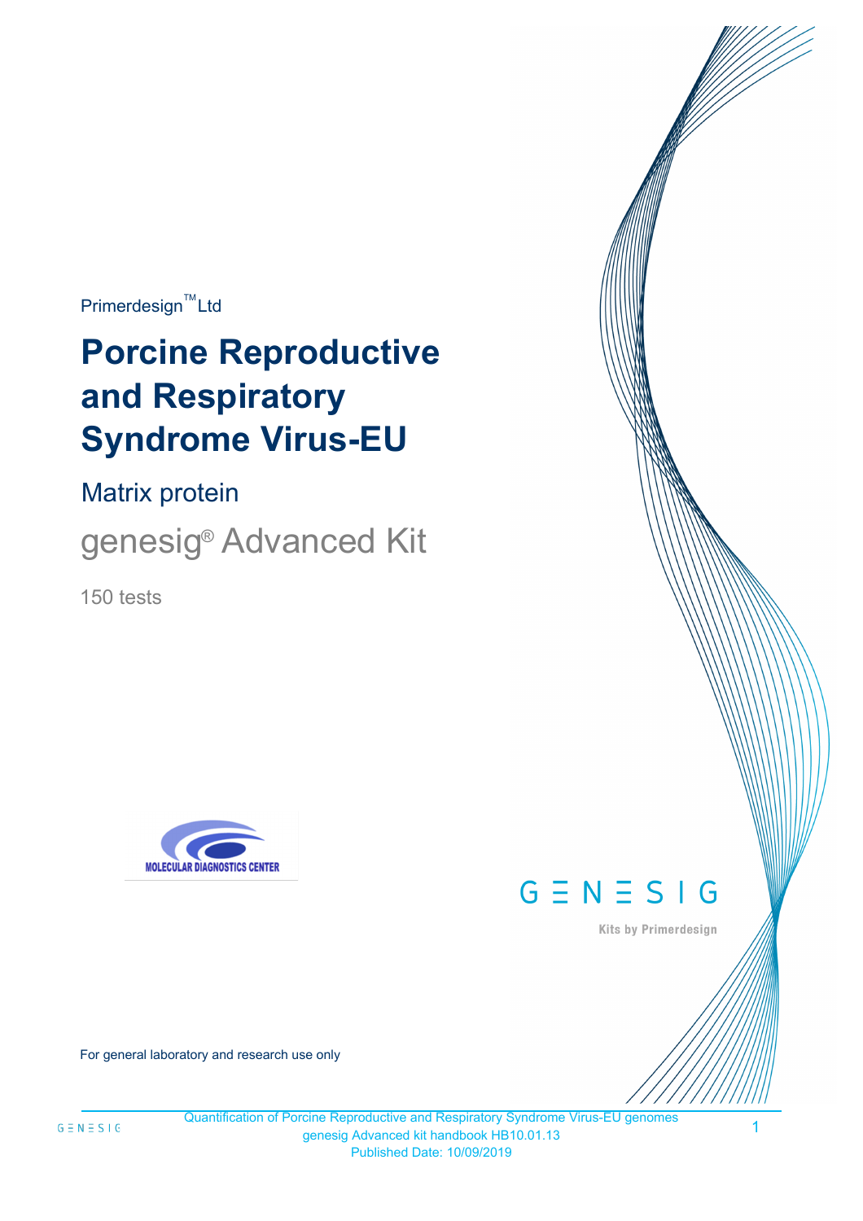Primerdesign™ Ltd

# Porcine Reproductive and Respiratory Syndrome Virus-EU

## Matrix protein

## genesig® Advanced Kit

150 tests

GENESIG

Kits by Primerdesign

For general laboratory and research use only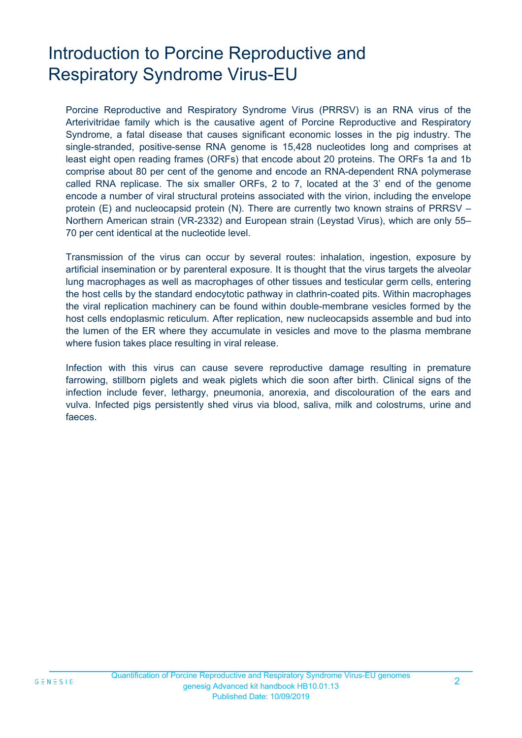# Introduction to Porcine Reproductive and Respiratory Syndrome Virus-EU

Porcine Reproductive and Respiratory Syndrome Virus (PRRSV) is an RNA virus of the Arterivitridae family which is the causative agent of Porcine Reproductive and Respiratory Syndrome, a fatal disease that causes significant economic losses in the pig industry. The single-stranded, positive-sense RNA genome is 15,428 nucleotides long and comprises at least eight open reading frames (ORFs) that encode about 20 proteins. The ORFs 1a and 1b comprise about 80 per cent of the genome and encode an RNA-dependent RNA polymerase called RNA replicase. The six smaller ORFs, 2 to 7, located at the 3' end of the genome encode a number of viral structural proteins associated with the virion, including the envelope protein (E) and nucleocapsid protein (N). There are currently two known strains of PRRSV – Northern American strain (VR-2332) and European strain (Leystad Virus), which are only 55–70 per cent identical at the nucleotide level.

Transmission of the virus can occur by several routes: inhalation, ingestion, exposure by artificial insemination or by parenteral exposure. It is thought that the virus targets the alveolar lung macrophages as well as macrophages of other tissues and testicular germ cells, entering the host cells by the standard endocytotic pathway in clathrin-coated pits. Within macrophages the viral replication machinery can be found within double-membrane vesicles formed by the host cells endoplasmic reticulum. After replication, new nucleocapsids assemble and bud into the lumen of the ER where they accumulate in vesicles and move to the plasma membrane where fusion takes place resulting in viral release.

Infection with this virus can cause severe reproductive damage resulting in premature farrowing, stillborn piglets and weak piglets which die soon after birth. Clinical signs of the infection include fever, lethargy, pneumonia, anorexia, and discolouration of the ears and vulva. Infected pigs persistently shed virus via blood, saliva, milk and colostrums, urine and faeces.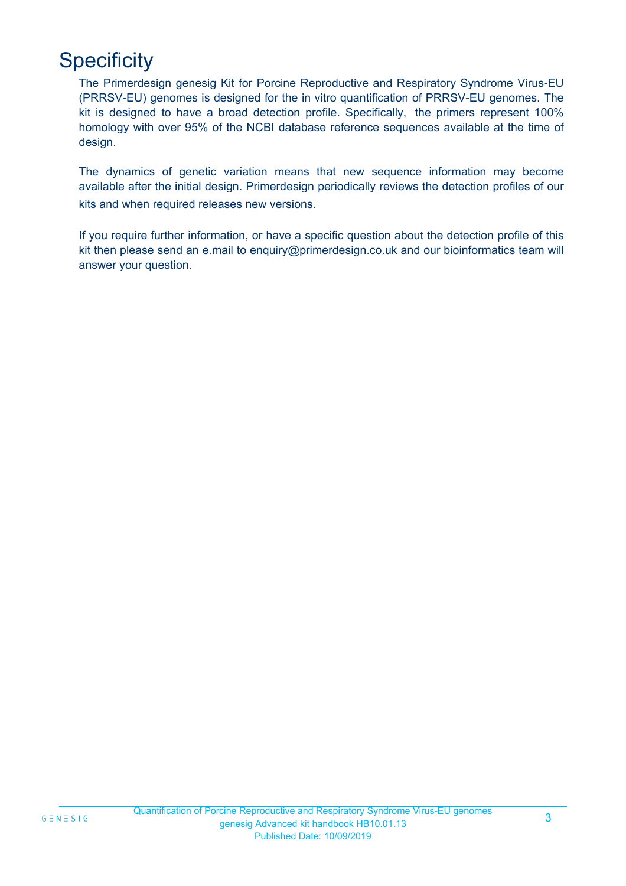# Specificity

The Primerdesign genesig Kit for Porcine Reproductive and Respiratory Syndrome Virus-EU (PRRSV-EU) genomes is designed for the in vitro quantification of PRRSV-EU genomes. The kit is designed to have a broad detection profile. Specifically, the primers represent 100% homology with over 95% of the NCBI database reference sequences available at the time of design.

The dynamics of genetic variation means that new sequence information may become available after the initial design. Primerdesign periodically reviews the detection profiles of our kits and when required releases new versions.

If you require further information, or have a specific question about the detection profile of this kit then please send an e.mail to enquiry@primerdesign.co.uk and our bioinformatics team will answer your question.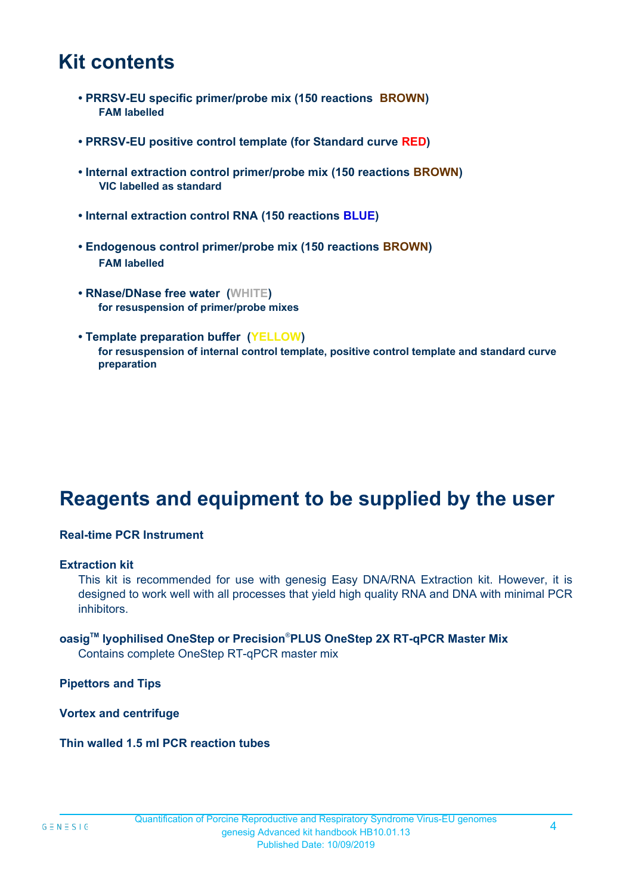# Kit contents

- **PRRSV-EU specific primer/probe mix (150 reactions BROWN)**
  **FAM labelled**

- **PRRSV-EU positive control template (for Standard curve RED)**

- **Internal extraction control primer/probe mix (150 reactions BROWN)**
  **VIC labelled as standard**

- **Internal extraction control RNA (150 reactions BLUE)**

- **Endogenous control primer/probe mix (150 reactions BROWN)**
  **FAM labelled**

- **RNase/DNase free water (WHITE)**
  **for resuspension of primer/probe mixes**

- **Template preparation buffer (YELLOW)**
  **for resuspension of internal control template, positive control template and standard curve preparation**

# Reagents and equipment to be supplied by the user

**Real-time PCR Instrument**

**Extraction kit**

This kit is recommended for use with genesig Easy DNA/RNA Extraction kit. However, it is designed to work well with all processes that yield high quality RNA and DNA with minimal PCR inhibitors.

**oasig™ lyophilised OneStep or Precision®PLUS OneStep 2X RT-qPCR Master Mix**

Contains complete OneStep RT-qPCR master mix

**Pipettors and Tips**

**Vortex and centrifuge**

**Thin walled 1.5 ml PCR reaction tubes**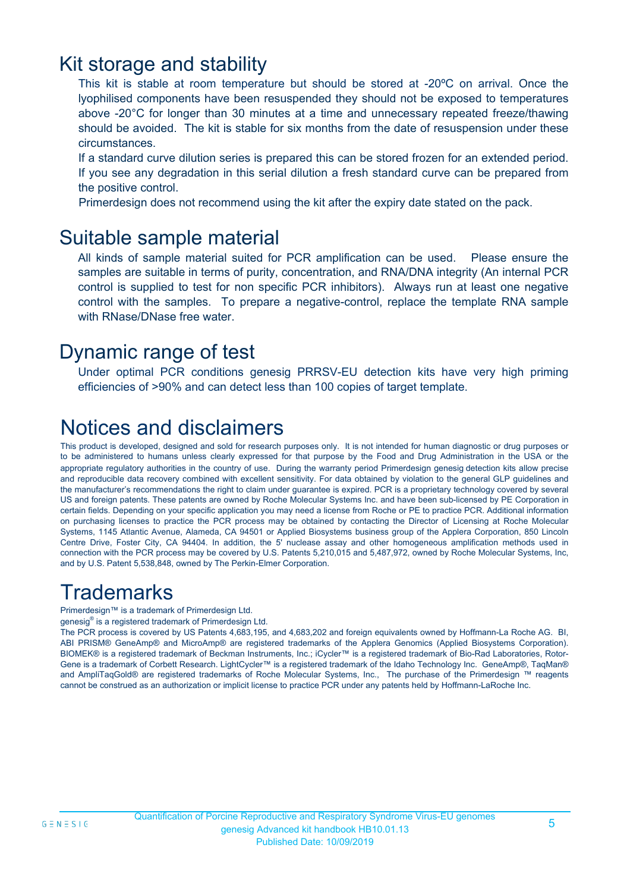# Kit storage and stability

This kit is stable at room temperature but should be stored at -20ºC on arrival. Once the lyophilised components have been resuspended they should not be exposed to temperatures above -20°C for longer than 30 minutes at a time and unnecessary repeated freeze/thawing should be avoided. The kit is stable for six months from the date of resuspension under these circumstances.

If a standard curve dilution series is prepared this can be stored frozen for an extended period. If you see any degradation in this serial dilution a fresh standard curve can be prepared from the positive control.

Primerdesign does not recommend using the kit after the expiry date stated on the pack.

# Suitable sample material

All kinds of sample material suited for PCR amplification can be used. Please ensure the samples are suitable in terms of purity, concentration, and RNA/DNA integrity (An internal PCR control is supplied to test for non specific PCR inhibitors). Always run at least one negative control with the samples. To prepare a negative-control, replace the template RNA sample with RNase/DNase free water.

# Dynamic range of test

Under optimal PCR conditions genesig PRRSV-EU detection kits have very high priming efficiencies of >90% and can detect less than 100 copies of target template.

# Notices and disclaimers

This product is developed, designed and sold for research purposes only. It is not intended for human diagnostic or drug purposes or to be administered to humans unless clearly expressed for that purpose by the Food and Drug Administration in the USA or the appropriate regulatory authorities in the country of use. During the warranty period Primerdesign genesig detection kits allow precise and reproducible data recovery combined with excellent sensitivity. For data obtained by violation to the general GLP guidelines and the manufacturer's recommendations the right to claim under guarantee is expired. PCR is a proprietary technology covered by several US and foreign patents. These patents are owned by Roche Molecular Systems Inc. and have been sub-licensed by PE Corporation in certain fields. Depending on your specific application you may need a license from Roche or PE to practice PCR. Additional information on purchasing licenses to practice the PCR process may be obtained by contacting the Director of Licensing at Roche Molecular Systems, 1145 Atlantic Avenue, Alameda, CA 94501 or Applied Biosystems business group of the Applera Corporation, 850 Lincoln Centre Drive, Foster City, CA 94404. In addition, the 5' nuclease assay and other homogeneous amplification methods used in connection with the PCR process may be covered by U.S. Patents 5,210,015 and 5,487,972, owned by Roche Molecular Systems, Inc, and by U.S. Patent 5,538,848, owned by The Perkin-Elmer Corporation.

# Trademarks

Primerdesign™ is a trademark of Primerdesign Ltd.

genesig® is a registered trademark of Primerdesign Ltd.

The PCR process is covered by US Patents 4,683,195, and 4,683,202 and foreign equivalents owned by Hoffmann-La Roche AG. BI, ABI PRISM® GeneAmp® and MicroAmp® are registered trademarks of the Applera Genomics (Applied Biosystems Corporation). BIOMEK® is a registered trademark of Beckman Instruments, Inc.; iCycler™ is a registered trademark of Bio-Rad Laboratories, Rotor-Gene is a trademark of Corbett Research. LightCycler™ is a registered trademark of the Idaho Technology Inc. GeneAmp®, TaqMan® and AmpliTaqGold® are registered trademarks of Roche Molecular Systems, Inc., The purchase of the Primerdesign ™ reagents cannot be construed as an authorization or implicit license to practice PCR under any patents held by Hoffmann-LaRoche Inc.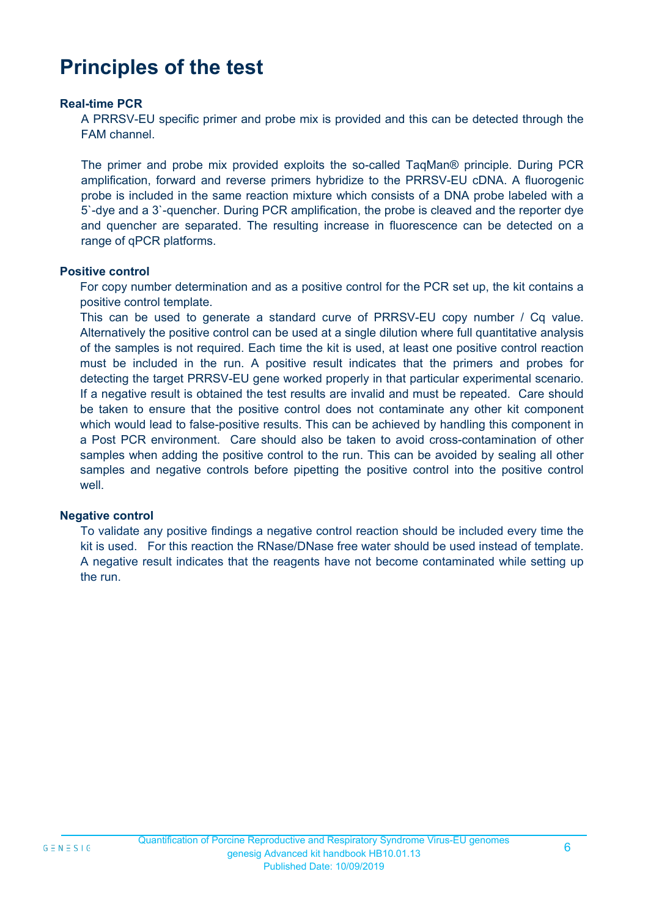# Principles of the test

### Real-time PCR

A PRRSV-EU specific primer and probe mix is provided and this can be detected through the FAM channel.

The primer and probe mix provided exploits the so-called TaqMan® principle. During PCR amplification, forward and reverse primers hybridize to the PRRSV-EU cDNA. A fluorogenic probe is included in the same reaction mixture which consists of a DNA probe labeled with a 5`-dye and a 3`-quencher. During PCR amplification, the probe is cleaved and the reporter dye and quencher are separated. The resulting increase in fluorescence can be detected on a range of qPCR platforms.

### Positive control

For copy number determination and as a positive control for the PCR set up, the kit contains a positive control template.

This can be used to generate a standard curve of PRRSV-EU copy number / Cq value. Alternatively the positive control can be used at a single dilution where full quantitative analysis of the samples is not required. Each time the kit is used, at least one positive control reaction must be included in the run. A positive result indicates that the primers and probes for detecting the target PRRSV-EU gene worked properly in that particular experimental scenario. If a negative result is obtained the test results are invalid and must be repeated. Care should be taken to ensure that the positive control does not contaminate any other kit component which would lead to false-positive results. This can be achieved by handling this component in a Post PCR environment. Care should also be taken to avoid cross-contamination of other samples when adding the positive control to the run. This can be avoided by sealing all other samples and negative controls before pipetting the positive control into the positive control well.

### Negative control

To validate any positive findings a negative control reaction should be included every time the kit is used. For this reaction the RNase/DNase free water should be used instead of template. A negative result indicates that the reagents have not become contaminated while setting up the run.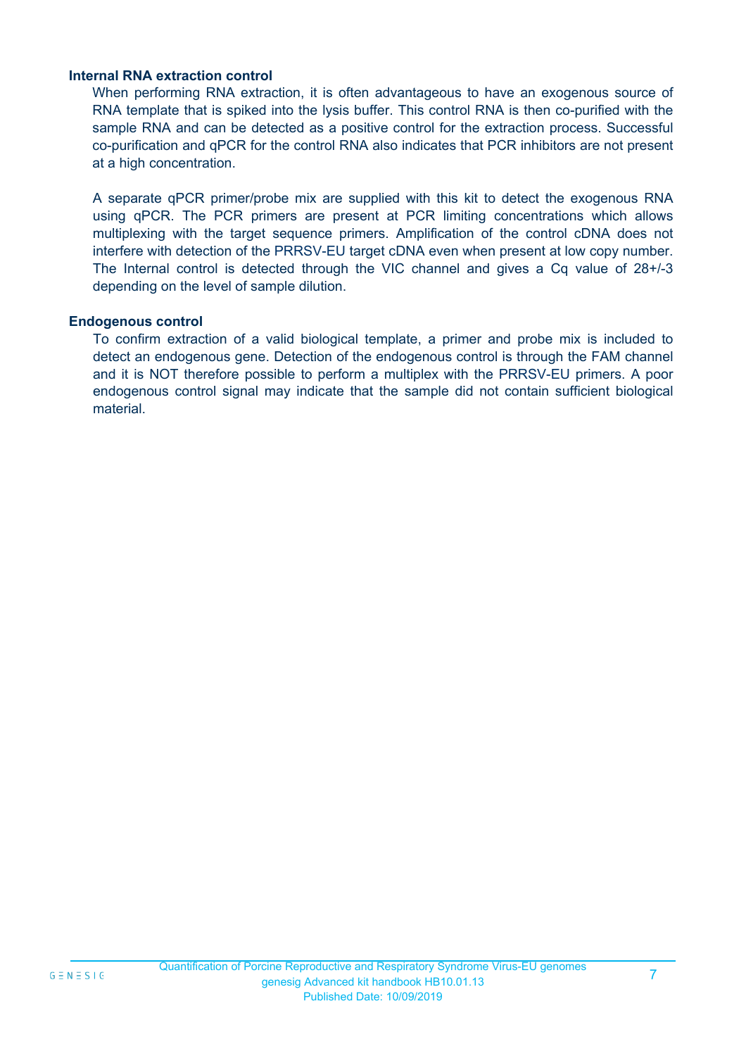### Internal RNA extraction control

When performing RNA extraction, it is often advantageous to have an exogenous source of RNA template that is spiked into the lysis buffer. This control RNA is then co-purified with the sample RNA and can be detected as a positive control for the extraction process. Successful co-purification and qPCR for the control RNA also indicates that PCR inhibitors are not present at a high concentration.

A separate qPCR primer/probe mix are supplied with this kit to detect the exogenous RNA using qPCR. The PCR primers are present at PCR limiting concentrations which allows multiplexing with the target sequence primers. Amplification of the control cDNA does not interfere with detection of the PRRSV-EU target cDNA even when present at low copy number. The Internal control is detected through the VIC channel and gives a Cq value of 28+/-3 depending on the level of sample dilution.

### Endogenous control

To confirm extraction of a valid biological template, a primer and probe mix is included to detect an endogenous gene. Detection of the endogenous control is through the FAM channel and it is NOT therefore possible to perform a multiplex with the PRRSV-EU primers. A poor endogenous control signal may indicate that the sample did not contain sufficient biological material.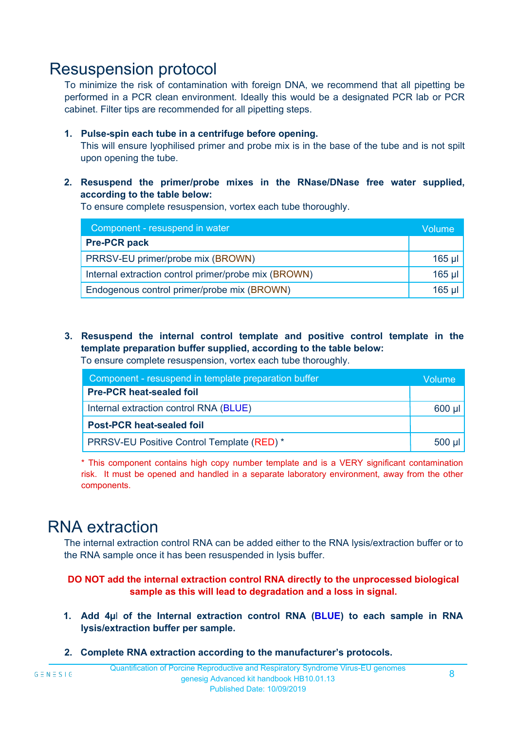# Resuspension protocol

To minimize the risk of contamination with foreign DNA, we recommend that all pipetting be performed in a PCR clean environment. Ideally this would be a designated PCR lab or PCR cabinet. Filter tips are recommended for all pipetting steps.

1. **Pulse-spin each tube in a centrifuge before opening.**
   This will ensure lyophilised primer and probe mix is in the base of the tube and is not spilt upon opening the tube.

2. **Resuspend the primer/probe mixes in the RNase/DNase free water supplied, according to the table below:**
   To ensure complete resuspension, vortex each tube thoroughly.

| Component - resuspend in water | Volume |
|---|---|
| **Pre-PCR pack** | |
| PRRSV-EU primer/probe mix (BROWN) | 165 µl |
| Internal extraction control primer/probe mix (BROWN) | 165 µl |
| Endogenous control primer/probe mix (BROWN) | 165 µl |

3. **Resuspend the internal control template and positive control template in the template preparation buffer supplied, according to the table below:**
   To ensure complete resuspension, vortex each tube thoroughly.

| Component - resuspend in template preparation buffer | Volume |
|---|---|
| **Pre-PCR heat-sealed foil** | |
| Internal extraction control RNA (BLUE) | 600 µl |
| **Post-PCR heat-sealed foil** | |
| PRRSV-EU Positive Control Template (RED) * | 500 µl |

\* This component contains high copy number template and is a VERY significant contamination risk. It must be opened and handled in a separate laboratory environment, away from the other components.

# RNA extraction

The internal extraction control RNA can be added either to the RNA lysis/extraction buffer or to the RNA sample once it has been resuspended in lysis buffer.

**DO NOT add the internal extraction control RNA directly to the unprocessed biological sample as this will lead to degradation and a loss in signal.**

1. **Add 4µl of the Internal extraction control RNA (BLUE) to each sample in RNA lysis/extraction buffer per sample.**

2. **Complete RNA extraction according to the manufacturer's protocols.**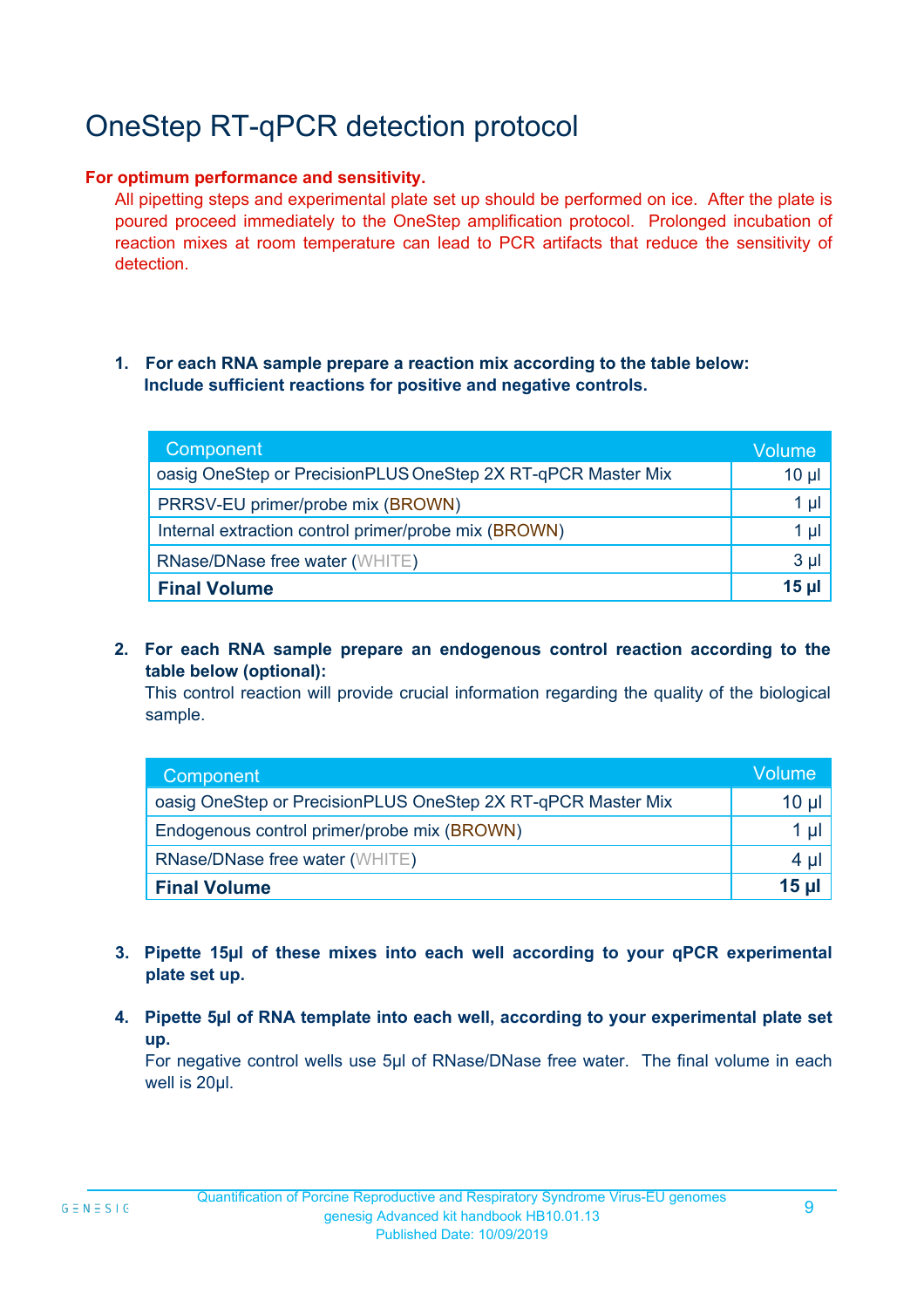# OneStep RT-qPCR detection protocol

**For optimum performance and sensitivity.**

All pipetting steps and experimental plate set up should be performed on ice. After the plate is poured proceed immediately to the OneStep amplification protocol. Prolonged incubation of reaction mixes at room temperature can lead to PCR artifacts that reduce the sensitivity of detection.

1. **For each RNA sample prepare a reaction mix according to the table below: Include sufficient reactions for positive and negative controls.**

| Component | Volume |
|---|---|
| oasig OneStep or PrecisionPLUS OneStep 2X RT-qPCR Master Mix | 10 µl |
| PRRSV-EU primer/probe mix (BROWN) | 1 µl |
| Internal extraction control primer/probe mix (BROWN) | 1 µl |
| RNase/DNase free water (WHITE) | 3 µl |
| **Final Volume** | **15 µl** |

2. **For each RNA sample prepare an endogenous control reaction according to the table below (optional):**
   This control reaction will provide crucial information regarding the quality of the biological sample.

| Component | Volume |
|---|---|
| oasig OneStep or PrecisionPLUS OneStep 2X RT-qPCR Master Mix | 10 µl |
| Endogenous control primer/probe mix (BROWN) | 1 µl |
| RNase/DNase free water (WHITE) | 4 µl |
| **Final Volume** | **15 µl** |

3. **Pipette 15µl of these mixes into each well according to your qPCR experimental plate set up.**

4. **Pipette 5µl of RNA template into each well, according to your experimental plate set up.**
   For negative control wells use 5µl of RNase/DNase free water. The final volume in each well is 20µl.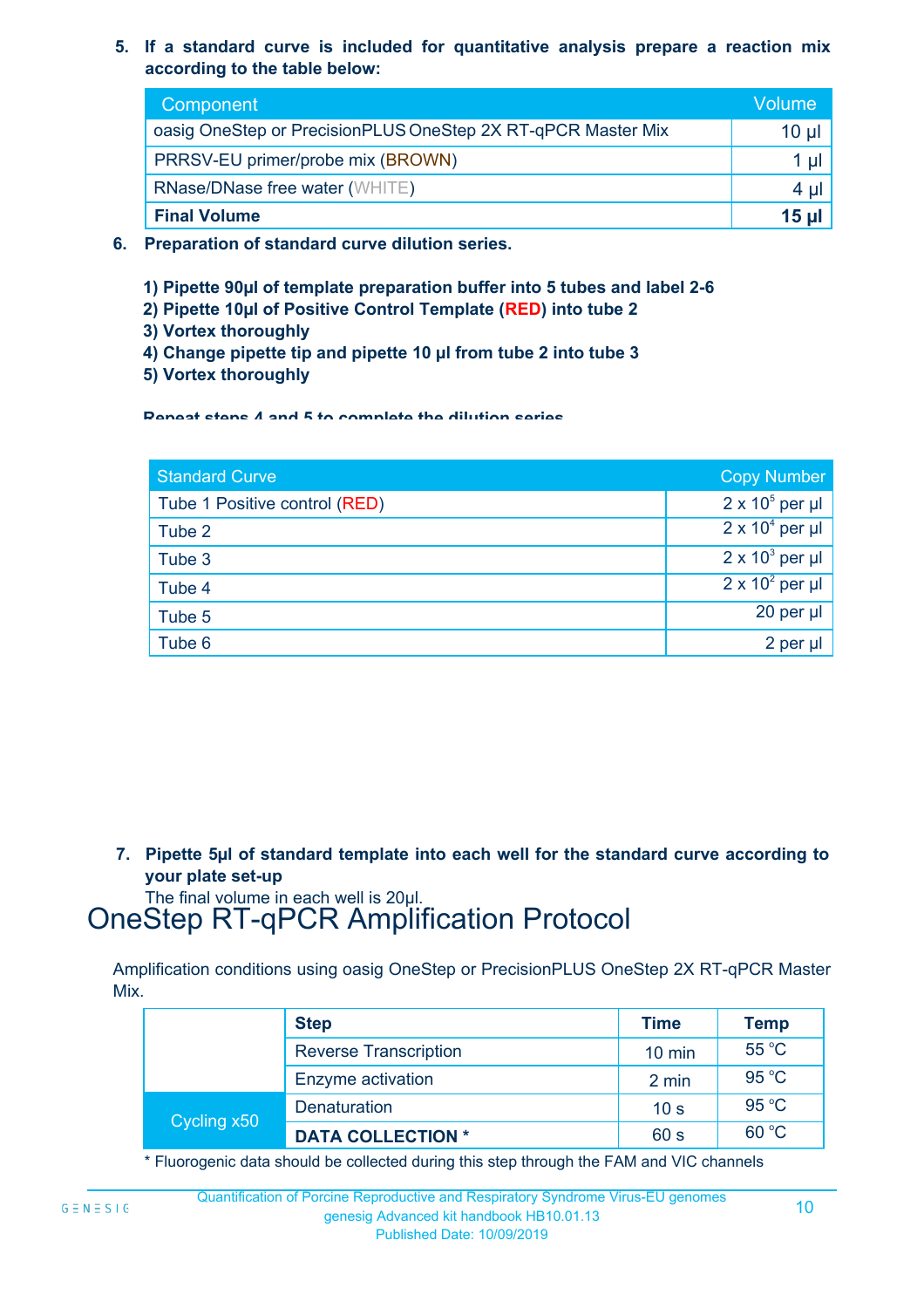5. **If a standard curve is included for quantitative analysis prepare a reaction mix according to the table below:**

| Component | Volume |
|---|---|
| oasig OneStep or PrecisionPLUS OneStep 2X RT-qPCR Master Mix | 10 µl |
| PRRSV-EU primer/probe mix (BROWN) | 1 µl |
| RNase/DNase free water (WHITE) | 4 µl |
| **Final Volume** | **15 µl** |

6. **Preparation of standard curve dilution series.**

   **1) Pipette 90µl of template preparation buffer into 5 tubes and label 2-6**
   **2) Pipette 10µl of Positive Control Template (RED) into tube 2**
   **3) Vortex thoroughly**
   **4) Change pipette tip and pipette 10 µl from tube 2 into tube 3**
   **5) Vortex thoroughly**

   **Repeat steps 4 and 5 to complete the dilution series**

| Standard Curve | Copy Number |
|---|---|
| Tube 1 Positive control (RED) | $2 \times 10^5$ per µl |
| Tube 2 | $2 \times 10^4$ per µl |
| Tube 3 | $2 \times 10^3$ per µl |
| Tube 4 | $2 \times 10^2$ per µl |
| Tube 5 | 20 per µl |
| Tube 6 | 2 per µl |

7. **Pipette 5µl of standard template into each well for the standard curve according to your plate set-up**
   The final volume in each well is 20µl.

# OneStep RT-qPCR Amplification Protocol

Amplification conditions using oasig OneStep or PrecisionPLUS OneStep 2X RT-qPCR Master Mix.

| | Step | Time | Temp |
|---|---|---|---|
| | Reverse Transcription | 10 min | 55 °C |
| | Enzyme activation | 2 min | 95 °C |
| Cycling x50 | Denaturation | 10 s | 95 °C |
| | **DATA COLLECTION *** | 60 s | 60 °C |

* Fluorogenic data should be collected during this step through the FAM and VIC channels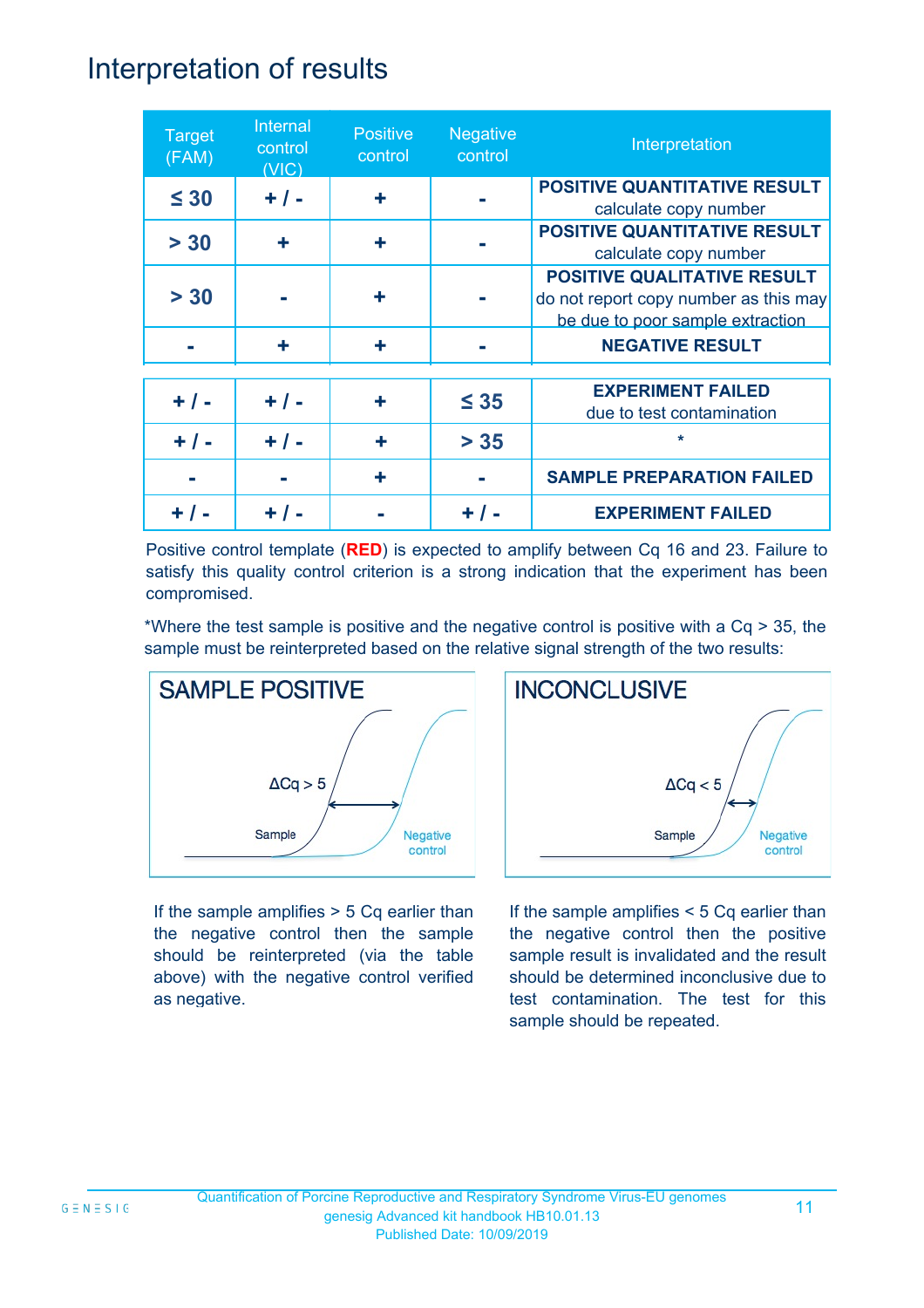# Interpretation of results

| Target (FAM) | Internal control (VIC) | Positive control | Negative control | Interpretation |
|---|---|---|---|---|
| ≤ 30 | + / - | + | - | **POSITIVE QUANTITATIVE RESULT** calculate copy number |
| > 30 | + | + | - | **POSITIVE QUANTITATIVE RESULT** calculate copy number |
| > 30 | - | + | - | **POSITIVE QUALITATIVE RESULT** do not report copy number as this may be due to poor sample extraction |
| - | + | + | - | **NEGATIVE RESULT** |
| + / - | + / - | + | ≤ 35 | **EXPERIMENT FAILED** due to test contamination |
| + / - | + / - | + | > 35 | * |
| - | - | + | - | **SAMPLE PREPARATION FAILED** |
| + / - | + / - | - | + / - | **EXPERIMENT FAILED** |

Positive control template (**RED**) is expected to amplify between Cq 16 and 23. Failure to satisfy this quality control criterion is a strong indication that the experiment has been compromised.

*Where the test sample is positive and the negative control is positive with a Cq > 35, the sample must be reinterpreted based on the relative signal strength of the two results:

**SAMPLE POSITIVE**

ΔCq > 5

Sample

Negative control

If the sample amplifies > 5 Cq earlier than the negative control then the sample should be reinterpreted (via the table above) with the negative control verified as negative.

**INCONCLUSIVE**

ΔCq < 5

Sample

Negative control

If the sample amplifies < 5 Cq earlier than the negative control then the positive sample result is invalidated and the result should be determined inconclusive due to test contamination. The test for this sample should be repeated.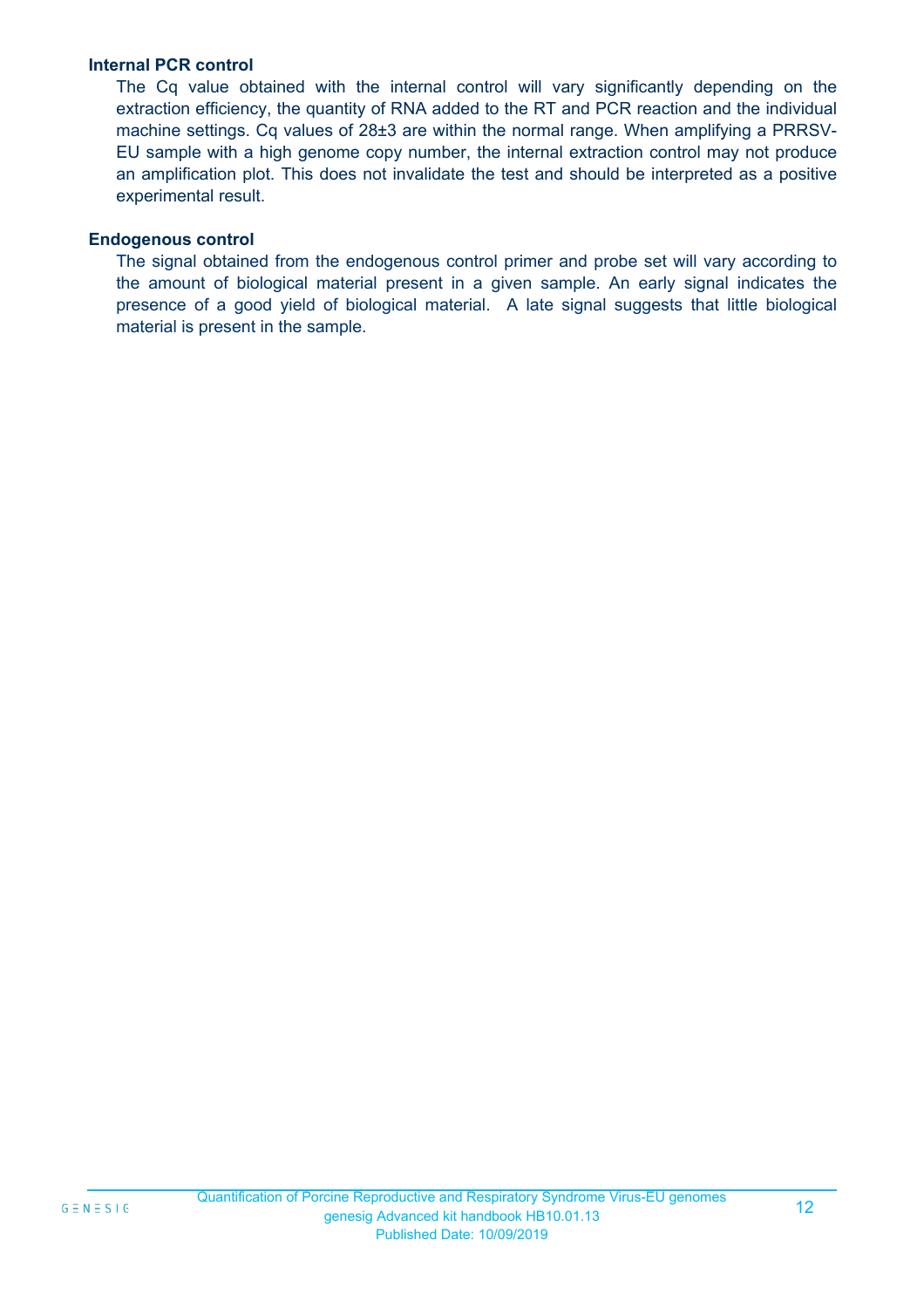### Internal PCR control

The Cq value obtained with the internal control will vary significantly depending on the extraction efficiency, the quantity of RNA added to the RT and PCR reaction and the individual machine settings. Cq values of 28±3 are within the normal range. When amplifying a PRRSV-EU sample with a high genome copy number, the internal extraction control may not produce an amplification plot. This does not invalidate the test and should be interpreted as a positive experimental result.

### Endogenous control

The signal obtained from the endogenous control primer and probe set will vary according to the amount of biological material present in a given sample. An early signal indicates the presence of a good yield of biological material. A late signal suggests that little biological material is present in the sample.